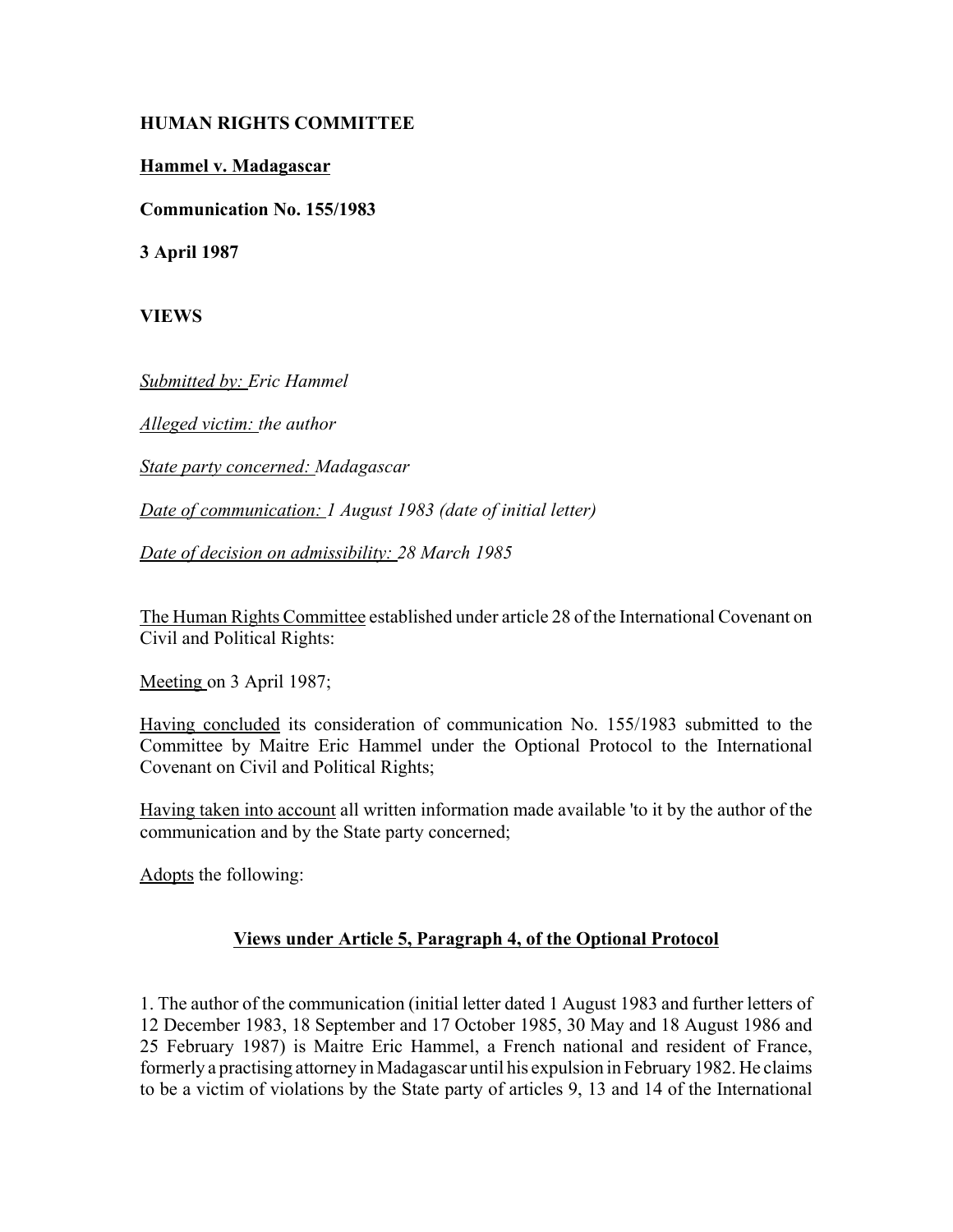**HUMAN RIGHTS COMMITTEE**

**Hammel v. Madagascar**

**Communication No. 155/1983**

**3 April 1987**

**VIEWS**

*Submitted by: Eric Hammel*

*Alleged victim: the author*

*State party concerned: Madagascar*

*Date of communication: 1 August 1983 (date of initial letter)*

*Date of decision on admissibility: 28 March 1985*

The Human Rights Committee established under article 28 of the International Covenant on Civil and Political Rights:

Meeting on 3 April 1987;

Having concluded its consideration of communication No. 155/1983 submitted to the Committee by Maitre Eric Hammel under the Optional Protocol to the International Covenant on Civil and Political Rights;

Having taken into account all written information made available 'to it by the author of the communication and by the State party concerned;

Adopts the following:

**Views under Article 5, Paragraph 4, of the Optional Protocol**

1. The author of the communication (initial letter dated 1 August 1983 and further letters of 12 December 1983, 18 September and 17 October 1985, 30 May and 18 August 1986 and 25 February 1987) is Maitre Eric Hammel, a French national and resident of France, formerly a practising attorney in Madagascar until his expulsion in February 1982. He claims to be a victim of violations by the State party of articles 9, 13 and 14 of the International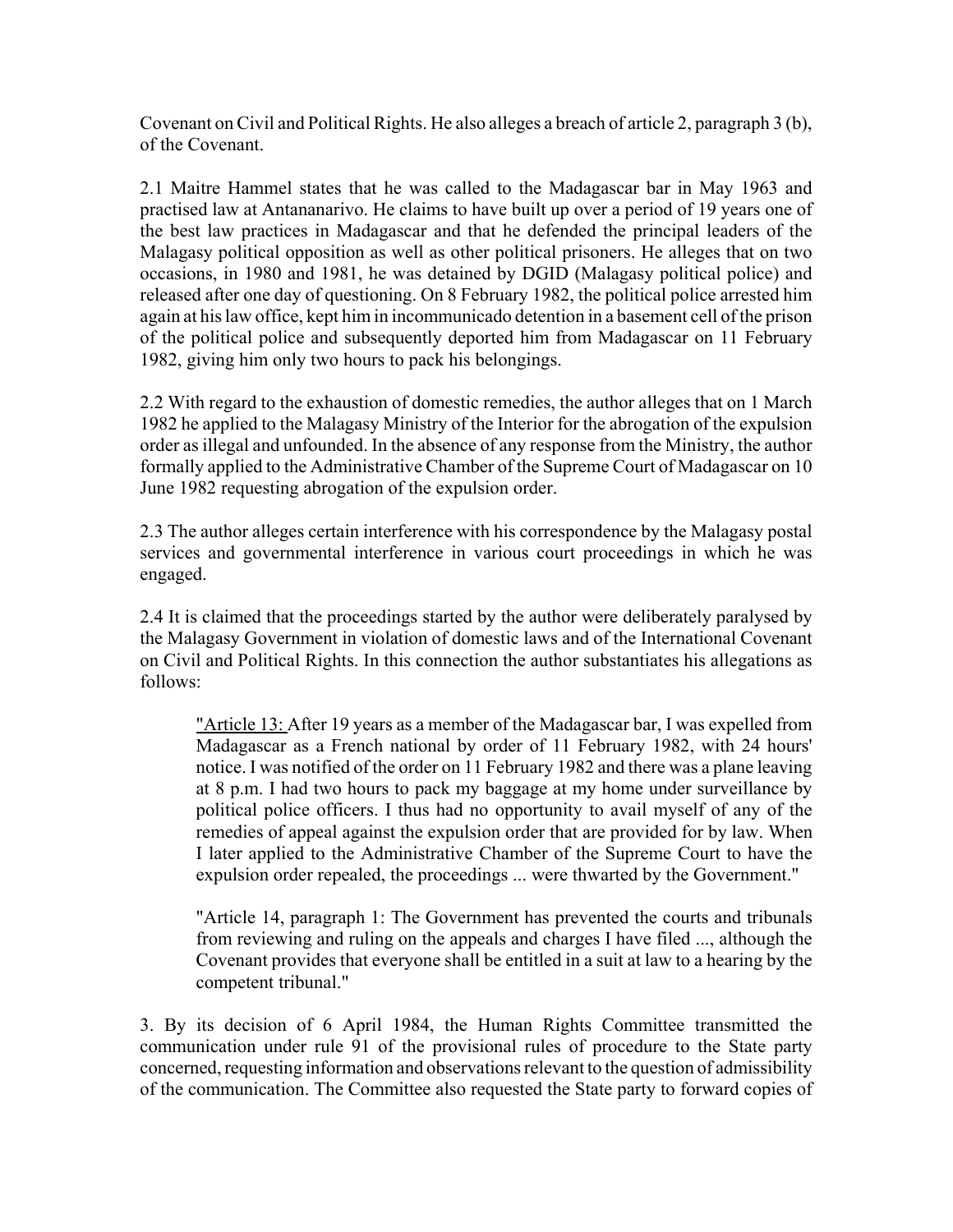Covenant on Civil and Political Rights. He also alleges a breach of article 2, paragraph 3 (b), of the Covenant.

2.1 Maitre Hammel states that he was called to the Madagascar bar in May 1963 and practised law at Antananarivo. He claims to have built up over a period of 19 years one of the best law practices in Madagascar and that he defended the principal leaders of the Malagasy political opposition as well as other political prisoners. He alleges that on two occasions, in 1980 and 1981, he was detained by DGID (Malagasy political police) and released after one day of questioning. On 8 February 1982, the political police arrested him again at his law office, kept him in incommunicado detention in a basement cell of the prison of the political police and subsequently deported him from Madagascar on 11 February 1982, giving him only two hours to pack his belongings.

2.2 With regard to the exhaustion of domestic remedies, the author alleges that on 1 March 1982 he applied to the Malagasy Ministry of the Interior for the abrogation of the expulsion order as illegal and unfounded. In the absence of any response from the Ministry, the author formally applied to the Administrative Chamber of the Supreme Court of Madagascar on 10 June 1982 requesting abrogation of the expulsion order.

2.3 The author alleges certain interference with his correspondence by the Malagasy postal services and governmental interference in various court proceedings in which he was engaged.

2.4 It is claimed that the proceedings started by the author were deliberately paralysed by the Malagasy Government in violation of domestic laws and of the International Covenant on Civil and Political Rights. In this connection the author substantiates his allegations as follows:

> "Article 13: After 19 years as a member of the Madagascar bar, I was expelled from Madagascar as a French national by order of 11 February 1982, with 24 hours' notice. I was notified of the order on 11 February 1982 and there was a plane leaving at 8 p.m. I had two hours to pack my baggage at my home under surveillance by political police officers. I thus had no opportunity to avail myself of any of the remedies of appeal against the expulsion order that are provided for by law. When I later applied to the Administrative Chamber of the Supreme Court to have the expulsion order repealed, the proceedings ... were thwarted by the Government."
>
> "Article 14, paragraph 1: The Government has prevented the courts and tribunals from reviewing and ruling on the appeals and charges I have filed ..., although the Covenant provides that everyone shall be entitled in a suit at law to a hearing by the competent tribunal."

3. By its decision of 6 April 1984, the Human Rights Committee transmitted the communication under rule 91 of the provisional rules of procedure to the State party concerned, requesting information and observations relevant to the question of admissibility of the communication. The Committee also requested the State party to forward copies of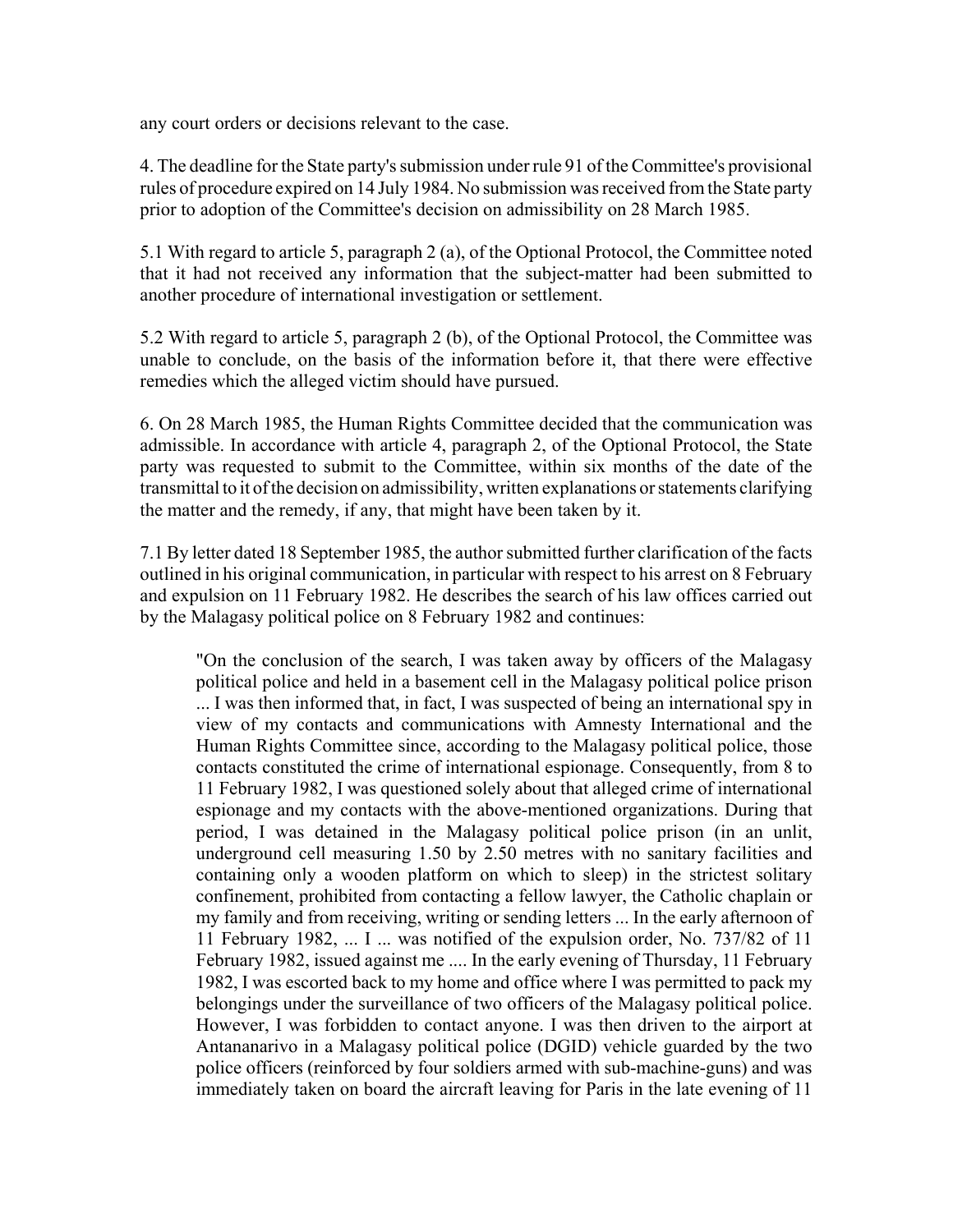any court orders or decisions relevant to the case.

4. The deadline for the State party's submission under rule 91 of the Committee's provisional rules of procedure expired on 14 July 1984. No submission was received from the State party prior to adoption of the Committee's decision on admissibility on 28 March 1985.

5.1 With regard to article 5, paragraph 2 (a), of the Optional Protocol, the Committee noted that it had not received any information that the subject-matter had been submitted to another procedure of international investigation or settlement.

5.2 With regard to article 5, paragraph 2 (b), of the Optional Protocol, the Committee was unable to conclude, on the basis of the information before it, that there were effective remedies which the alleged victim should have pursued.

6. On 28 March 1985, the Human Rights Committee decided that the communication was admissible. In accordance with article 4, paragraph 2, of the Optional Protocol, the State party was requested to submit to the Committee, within six months of the date of the transmittal to it of the decision on admissibility, written explanations or statements clarifying the matter and the remedy, if any, that might have been taken by it.

7.1 By letter dated 18 September 1985, the author submitted further clarification of the facts outlined in his original communication, in particular with respect to his arrest on 8 February and expulsion on 11 February 1982. He describes the search of his law offices carried out by the Malagasy political police on 8 February 1982 and continues:

> "On the conclusion of the search, I was taken away by officers of the Malagasy political police and held in a basement cell in the Malagasy political police prison ... I was then informed that, in fact, I was suspected of being an international spy in view of my contacts and communications with Amnesty International and the Human Rights Committee since, according to the Malagasy political police, those contacts constituted the crime of international espionage. Consequently, from 8 to 11 February 1982, I was questioned solely about that alleged crime of international espionage and my contacts with the above-mentioned organizations. During that period, I was detained in the Malagasy political police prison (in an unlit, underground cell measuring 1.50 by 2.50 metres with no sanitary facilities and containing only a wooden platform on which to sleep) in the strictest solitary confinement, prohibited from contacting a fellow lawyer, the Catholic chaplain or my family and from receiving, writing or sending letters ... In the early afternoon of 11 February 1982, ... I ... was notified of the expulsion order, No. 737/82 of 11 February 1982, issued against me .... In the early evening of Thursday, 11 February 1982, I was escorted back to my home and office where I was permitted to pack my belongings under the surveillance of two officers of the Malagasy political police. However, I was forbidden to contact anyone. I was then driven to the airport at Antananarivo in a Malagasy political police (DGID) vehicle guarded by the two police officers (reinforced by four soldiers armed with sub-machine-guns) and was immediately taken on board the aircraft leaving for Paris in the late evening of 11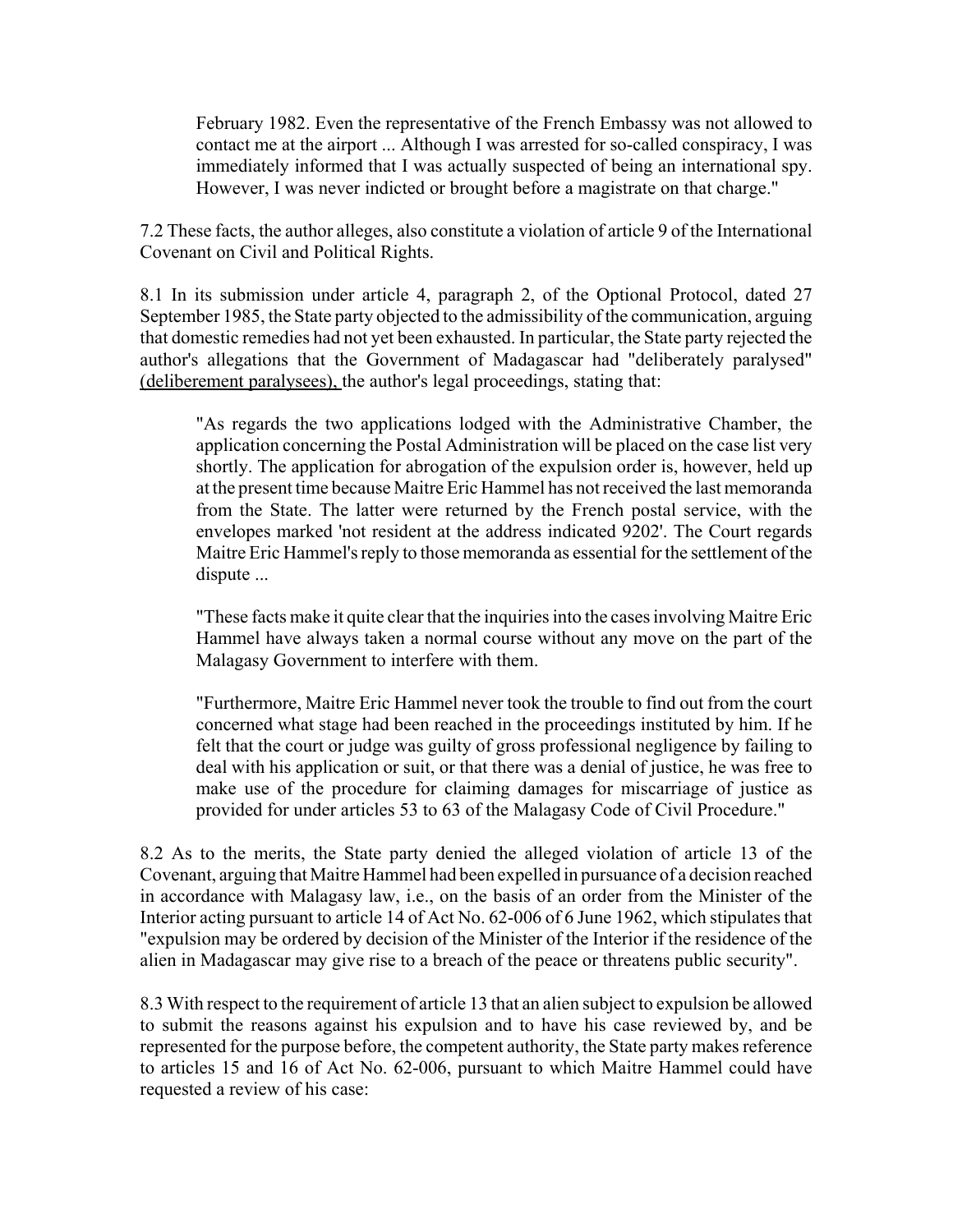February 1982. Even the representative of the French Embassy was not allowed to contact me at the airport ... Although I was arrested for so-called conspiracy, I was immediately informed that I was actually suspected of being an international spy. However, I was never indicted or brought before a magistrate on that charge."

7.2 These facts, the author alleges, also constitute a violation of article 9 of the International Covenant on Civil and Political Rights.

8.1 In its submission under article 4, paragraph 2, of the Optional Protocol, dated 27 September 1985, the State party objected to the admissibility of the communication, arguing that domestic remedies had not yet been exhausted. In particular, the State party rejected the author's allegations that the Government of Madagascar had "deliberately paralysed" (deliberement paralysees), the author's legal proceedings, stating that:

> "As regards the two applications lodged with the Administrative Chamber, the application concerning the Postal Administration will be placed on the case list very shortly. The application for abrogation of the expulsion order is, however, held up at the present time because Maitre Eric Hammel has not received the last memoranda from the State. The latter were returned by the French postal service, with the envelopes marked 'not resident at the address indicated 9202'. The Court regards Maitre Eric Hammel's reply to those memoranda as essential for the settlement of the dispute ...
>
> "These facts make it quite clear that the inquiries into the cases involving Maitre Eric Hammel have always taken a normal course without any move on the part of the Malagasy Government to interfere with them.
>
> "Furthermore, Maitre Eric Hammel never took the trouble to find out from the court concerned what stage had been reached in the proceedings instituted by him. If he felt that the court or judge was guilty of gross professional negligence by failing to deal with his application or suit, or that there was a denial of justice, he was free to make use of the procedure for claiming damages for miscarriage of justice as provided for under articles 53 to 63 of the Malagasy Code of Civil Procedure."

8.2 As to the merits, the State party denied the alleged violation of article 13 of the Covenant, arguing that Maitre Hammel had been expelled in pursuance of a decision reached in accordance with Malagasy law, i.e., on the basis of an order from the Minister of the Interior acting pursuant to article 14 of Act No. 62-006 of 6 June 1962, which stipulates that "expulsion may be ordered by decision of the Minister of the Interior if the residence of the alien in Madagascar may give rise to a breach of the peace or threatens public security".

8.3 With respect to the requirement of article 13 that an alien subject to expulsion be allowed to submit the reasons against his expulsion and to have his case reviewed by, and be represented for the purpose before, the competent authority, the State party makes reference to articles 15 and 16 of Act No. 62-006, pursuant to which Maitre Hammel could have requested a review of his case: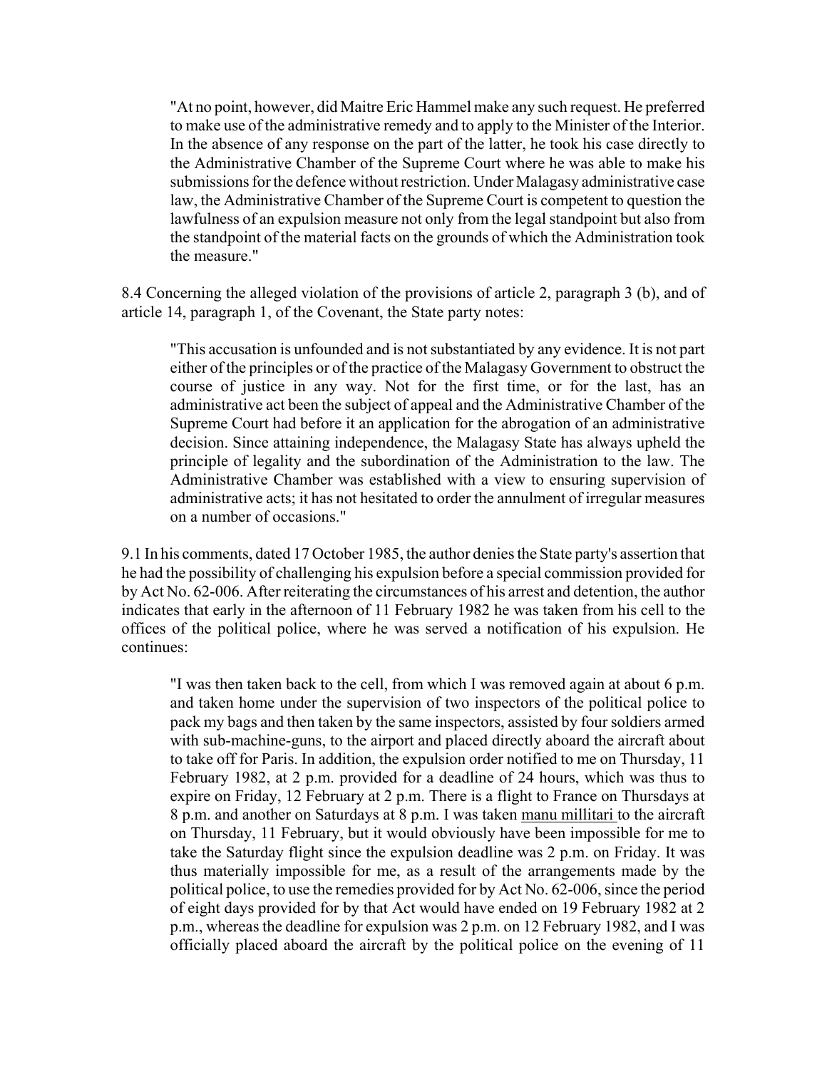> "At no point, however, did Maitre Eric Hammel make any such request. He preferred to make use of the administrative remedy and to apply to the Minister of the Interior. In the absence of any response on the part of the latter, he took his case directly to the Administrative Chamber of the Supreme Court where he was able to make his submissions for the defence without restriction. Under Malagasy administrative case law, the Administrative Chamber of the Supreme Court is competent to question the lawfulness of an expulsion measure not only from the legal standpoint but also from the standpoint of the material facts on the grounds of which the Administration took the measure."

8.4 Concerning the alleged violation of the provisions of article 2, paragraph 3 (b), and of article 14, paragraph 1, of the Covenant, the State party notes:

> "This accusation is unfounded and is not substantiated by any evidence. It is not part either of the principles or of the practice of the Malagasy Government to obstruct the course of justice in any way. Not for the first time, or for the last, has an administrative act been the subject of appeal and the Administrative Chamber of the Supreme Court had before it an application for the abrogation of an administrative decision. Since attaining independence, the Malagasy State has always upheld the principle of legality and the subordination of the Administration to the law. The Administrative Chamber was established with a view to ensuring supervision of administrative acts; it has not hesitated to order the annulment of irregular measures on a number of occasions."

9.1 In his comments, dated 17 October 1985, the author denies the State party's assertion that he had the possibility of challenging his expulsion before a special commission provided for by Act No. 62-006. After reiterating the circumstances of his arrest and detention, the author indicates that early in the afternoon of 11 February 1982 he was taken from his cell to the offices of the political police, where he was served a notification of his expulsion. He continues:

> "I was then taken back to the cell, from which I was removed again at about 6 p.m. and taken home under the supervision of two inspectors of the political police to pack my bags and then taken by the same inspectors, assisted by four soldiers armed with sub-machine-guns, to the airport and placed directly aboard the aircraft about to take off for Paris. In addition, the expulsion order notified to me on Thursday, 11 February 1982, at 2 p.m. provided for a deadline of 24 hours, which was thus to expire on Friday, 12 February at 2 p.m. There is a flight to France on Thursdays at 8 p.m. and another on Saturdays at 8 p.m. I was taken manu millitari to the aircraft on Thursday, 11 February, but it would obviously have been impossible for me to take the Saturday flight since the expulsion deadline was 2 p.m. on Friday. It was thus materially impossible for me, as a result of the arrangements made by the political police, to use the remedies provided for by Act No. 62-006, since the period of eight days provided for by that Act would have ended on 19 February 1982 at 2 p.m., whereas the deadline for expulsion was 2 p.m. on 12 February 1982, and I was officially placed aboard the aircraft by the political police on the evening of 11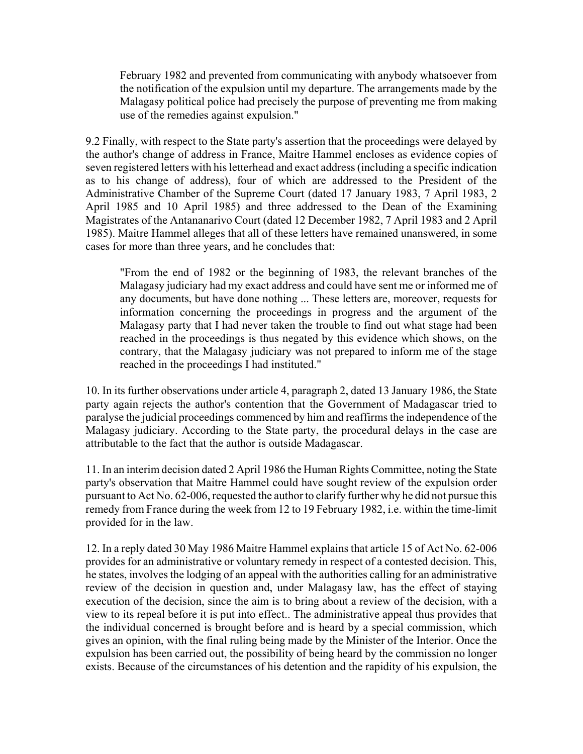February 1982 and prevented from communicating with anybody whatsoever from the notification of the expulsion until my departure. The arrangements made by the Malagasy political police had precisely the purpose of preventing me from making use of the remedies against expulsion."

9.2 Finally, with respect to the State party's assertion that the proceedings were delayed by the author's change of address in France, Maitre Hammel encloses as evidence copies of seven registered letters with his letterhead and exact address (including a specific indication as to his change of address), four of which are addressed to the President of the Administrative Chamber of the Supreme Court (dated 17 January 1983, 7 April 1983, 2 April 1985 and 10 April 1985) and three addressed to the Dean of the Examining Magistrates of the Antananarivo Court (dated 12 December 1982, 7 April 1983 and 2 April 1985). Maitre Hammel alleges that all of these letters have remained unanswered, in some cases for more than three years, and he concludes that:

> "From the end of 1982 or the beginning of 1983, the relevant branches of the Malagasy judiciary had my exact address and could have sent me or informed me of any documents, but have done nothing ... These letters are, moreover, requests for information concerning the proceedings in progress and the argument of the Malagasy party that I had never taken the trouble to find out what stage had been reached in the proceedings is thus negated by this evidence which shows, on the contrary, that the Malagasy judiciary was not prepared to inform me of the stage reached in the proceedings I had instituted."

10. In its further observations under article 4, paragraph 2, dated 13 January 1986, the State party again rejects the author's contention that the Government of Madagascar tried to paralyse the judicial proceedings commenced by him and reaffirms the independence of the Malagasy judiciary. According to the State party, the procedural delays in the case are attributable to the fact that the author is outside Madagascar.

11. In an interim decision dated 2 April 1986 the Human Rights Committee, noting the State party's observation that Maitre Hammel could have sought review of the expulsion order pursuant to Act No. 62-006, requested the author to clarify further why he did not pursue this remedy from France during the week from 12 to 19 February 1982, i.e. within the time-limit provided for in the law.

12. In a reply dated 30 May 1986 Maitre Hammel explains that article 15 of Act No. 62-006 provides for an administrative or voluntary remedy in respect of a contested decision. This, he states, involves the lodging of an appeal with the authorities calling for an administrative review of the decision in question and, under Malagasy law, has the effect of staying execution of the decision, since the aim is to bring about a review of the decision, with a view to its repeal before it is put into effect.. The administrative appeal thus provides that the individual concerned is brought before and is heard by a special commission, which gives an opinion, with the final ruling being made by the Minister of the Interior. Once the expulsion has been carried out, the possibility of being heard by the commission no longer exists. Because of the circumstances of his detention and the rapidity of his expulsion, the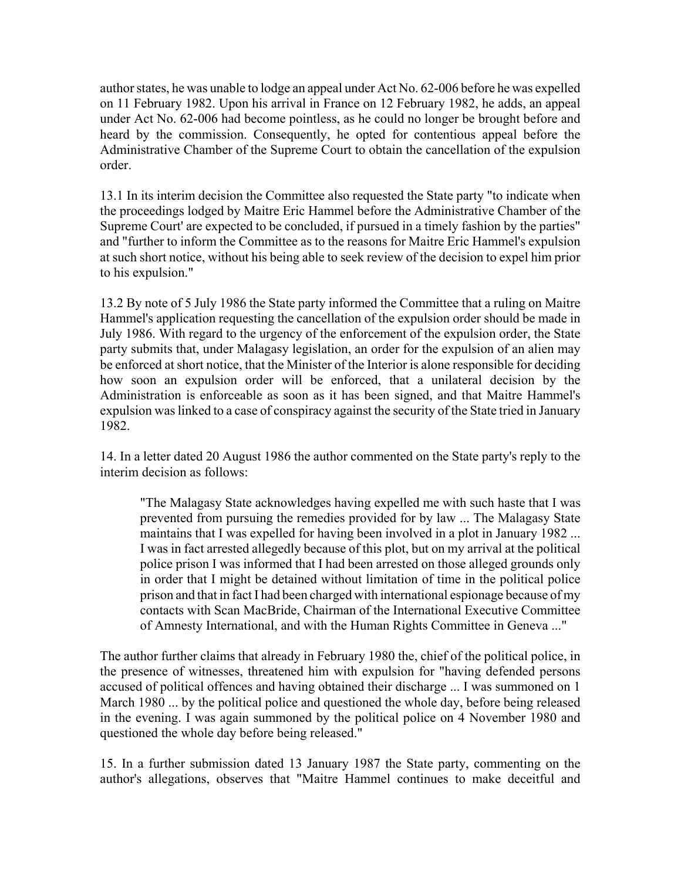author states, he was unable to lodge an appeal under Act No. 62-006 before he was expelled on 11 February 1982. Upon his arrival in France on 12 February 1982, he adds, an appeal under Act No. 62-006 had become pointless, as he could no longer be brought before and heard by the commission. Consequently, he opted for contentious appeal before the Administrative Chamber of the Supreme Court to obtain the cancellation of the expulsion order.

13.1 In its interim decision the Committee also requested the State party "to indicate when the proceedings lodged by Maitre Eric Hammel before the Administrative Chamber of the Supreme Court' are expected to be concluded, if pursued in a timely fashion by the parties" and "further to inform the Committee as to the reasons for Maitre Eric Hammel's expulsion at such short notice, without his being able to seek review of the decision to expel him prior to his expulsion."

13.2 By note of 5 July 1986 the State party informed the Committee that a ruling on Maitre Hammel's application requesting the cancellation of the expulsion order should be made in July 1986. With regard to the urgency of the enforcement of the expulsion order, the State party submits that, under Malagasy legislation, an order for the expulsion of an alien may be enforced at short notice, that the Minister of the Interior is alone responsible for deciding how soon an expulsion order will be enforced, that a unilateral decision by the Administration is enforceable as soon as it has been signed, and that Maitre Hammel's expulsion was linked to a case of conspiracy against the security of the State tried in January 1982.

14. In a letter dated 20 August 1986 the author commented on the State party's reply to the interim decision as follows:

> "The Malagasy State acknowledges having expelled me with such haste that I was prevented from pursuing the remedies provided for by law ... The Malagasy State maintains that I was expelled for having been involved in a plot in January 1982 ... I was in fact arrested allegedly because of this plot, but on my arrival at the political police prison I was informed that I had been arrested on those alleged grounds only in order that I might be detained without limitation of time in the political police prison and that in fact I had been charged with international espionage because of my contacts with Scan MacBride, Chairman of the International Executive Committee of Amnesty International, and with the Human Rights Committee in Geneva ..."

The author further claims that already in February 1980 the, chief of the political police, in the presence of witnesses, threatened him with expulsion for "having defended persons accused of political offences and having obtained their discharge ... I was summoned on 1 March 1980 ... by the political police and questioned the whole day, before being released in the evening. I was again summoned by the political police on 4 November 1980 and questioned the whole day before being released."

15. In a further submission dated 13 January 1987 the State party, commenting on the author's allegations, observes that "Maitre Hammel continues to make deceitful and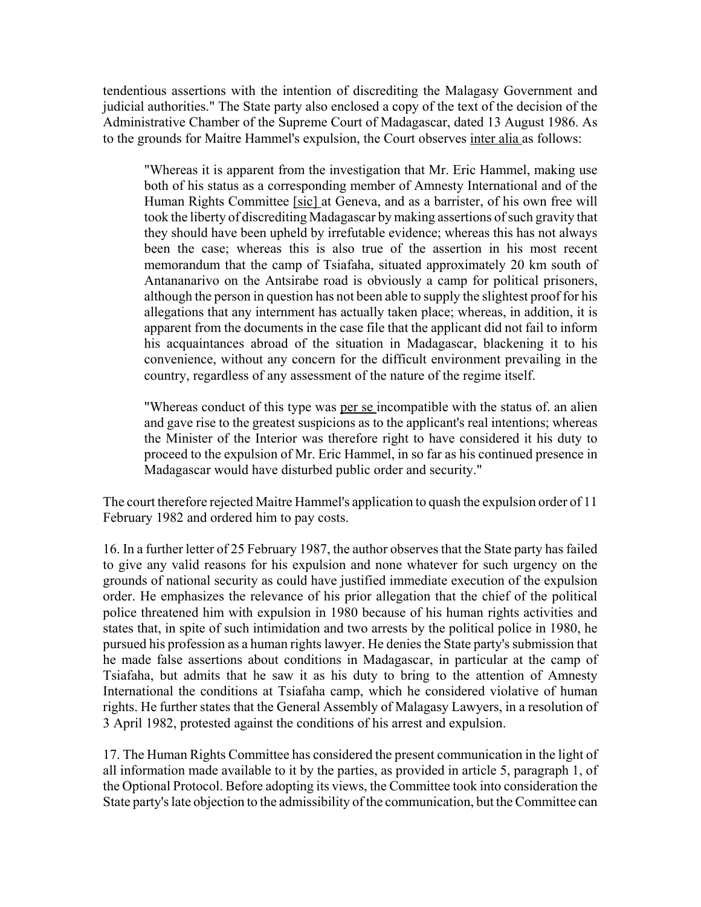tendentious assertions with the intention of discrediting the Malagasy Government and judicial authorities." The State party also enclosed a copy of the text of the decision of the Administrative Chamber of the Supreme Court of Madagascar, dated 13 August 1986. As to the grounds for Maitre Hammel's expulsion, the Court observes inter alia as follows:

> "Whereas it is apparent from the investigation that Mr. Eric Hammel, making use both of his status as a corresponding member of Amnesty International and of the Human Rights Committee [sic] at Geneva, and as a barrister, of his own free will took the liberty of discrediting Madagascar by making assertions of such gravity that they should have been upheld by irrefutable evidence; whereas this has not always been the case; whereas this is also true of the assertion in his most recent memorandum that the camp of Tsiafaha, situated approximately 20 km south of Antananarivo on the Antsirabe road is obviously a camp for political prisoners, although the person in question has not been able to supply the slightest proof for his allegations that any internment has actually taken place; whereas, in addition, it is apparent from the documents in the case file that the applicant did not fail to inform his acquaintances abroad of the situation in Madagascar, blackening it to his convenience, without any concern for the difficult environment prevailing in the country, regardless of any assessment of the nature of the regime itself.
>
> "Whereas conduct of this type was per se incompatible with the status of. an alien and gave rise to the greatest suspicions as to the applicant's real intentions; whereas the Minister of the Interior was therefore right to have considered it his duty to proceed to the expulsion of Mr. Eric Hammel, in so far as his continued presence in Madagascar would have disturbed public order and security."

The court therefore rejected Maitre Hammel's application to quash the expulsion order of 11 February 1982 and ordered him to pay costs.

16. In a further letter of 25 February 1987, the author observes that the State party has failed to give any valid reasons for his expulsion and none whatever for such urgency on the grounds of national security as could have justified immediate execution of the expulsion order. He emphasizes the relevance of his prior allegation that the chief of the political police threatened him with expulsion in 1980 because of his human rights activities and states that, in spite of such intimidation and two arrests by the political police in 1980, he pursued his profession as a human rights lawyer. He denies the State party's submission that he made false assertions about conditions in Madagascar, in particular at the camp of Tsiafaha, but admits that he saw it as his duty to bring to the attention of Amnesty International the conditions at Tsiafaha camp, which he considered violative of human rights. He further states that the General Assembly of Malagasy Lawyers, in a resolution of 3 April 1982, protested against the conditions of his arrest and expulsion.

17. The Human Rights Committee has considered the present communication in the light of all information made available to it by the parties, as provided in article 5, paragraph 1, of the Optional Protocol. Before adopting its views, the Committee took into consideration the State party's late objection to the admissibility of the communication, but the Committee can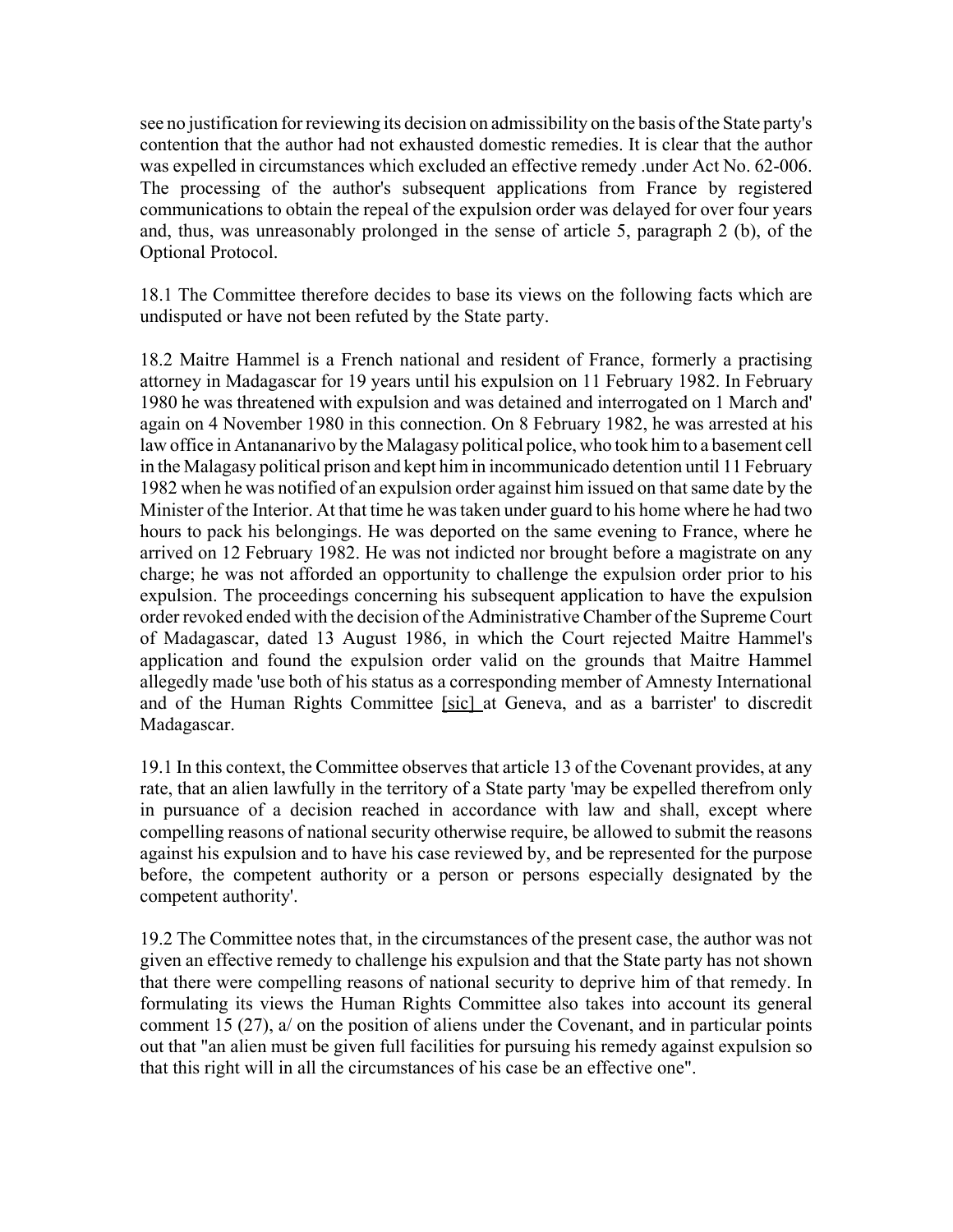see no justification for reviewing its decision on admissibility on the basis of the State party's contention that the author had not exhausted domestic remedies. It is clear that the author was expelled in circumstances which excluded an effective remedy .under Act No. 62-006. The processing of the author's subsequent applications from France by registered communications to obtain the repeal of the expulsion order was delayed for over four years and, thus, was unreasonably prolonged in the sense of article 5, paragraph 2 (b), of the Optional Protocol.

18.1 The Committee therefore decides to base its views on the following facts which are undisputed or have not been refuted by the State party.

18.2 Maitre Hammel is a French national and resident of France, formerly a practising attorney in Madagascar for 19 years until his expulsion on 11 February 1982. In February 1980 he was threatened with expulsion and was detained and interrogated on 1 March and' again on 4 November 1980 in this connection. On 8 February 1982, he was arrested at his law office in Antananarivo by the Malagasy political police, who took him to a basement cell in the Malagasy political prison and kept him in incommunicado detention until 11 February 1982 when he was notified of an expulsion order against him issued on that same date by the Minister of the Interior. At that time he was taken under guard to his home where he had two hours to pack his belongings. He was deported on the same evening to France, where he arrived on 12 February 1982. He was not indicted nor brought before a magistrate on any charge; he was not afforded an opportunity to challenge the expulsion order prior to his expulsion. The proceedings concerning his subsequent application to have the expulsion order revoked ended with the decision of the Administrative Chamber of the Supreme Court of Madagascar, dated 13 August 1986, in which the Court rejected Maitre Hammel's application and found the expulsion order valid on the grounds that Maitre Hammel allegedly made 'use both of his status as a corresponding member of Amnesty International and of the Human Rights Committee [sic] at Geneva, and as a barrister' to discredit Madagascar.

19.1 In this context, the Committee observes that article 13 of the Covenant provides, at any rate, that an alien lawfully in the territory of a State party 'may be expelled therefrom only in pursuance of a decision reached in accordance with law and shall, except where compelling reasons of national security otherwise require, be allowed to submit the reasons against his expulsion and to have his case reviewed by, and be represented for the purpose before, the competent authority or a person or persons especially designated by the competent authority'.

19.2 The Committee notes that, in the circumstances of the present case, the author was not given an effective remedy to challenge his expulsion and that the State party has not shown that there were compelling reasons of national security to deprive him of that remedy. In formulating its views the Human Rights Committee also takes into account its general comment 15 (27), a/ on the position of aliens under the Covenant, and in particular points out that "an alien must be given full facilities for pursuing his remedy against expulsion so that this right will in all the circumstances of his case be an effective one".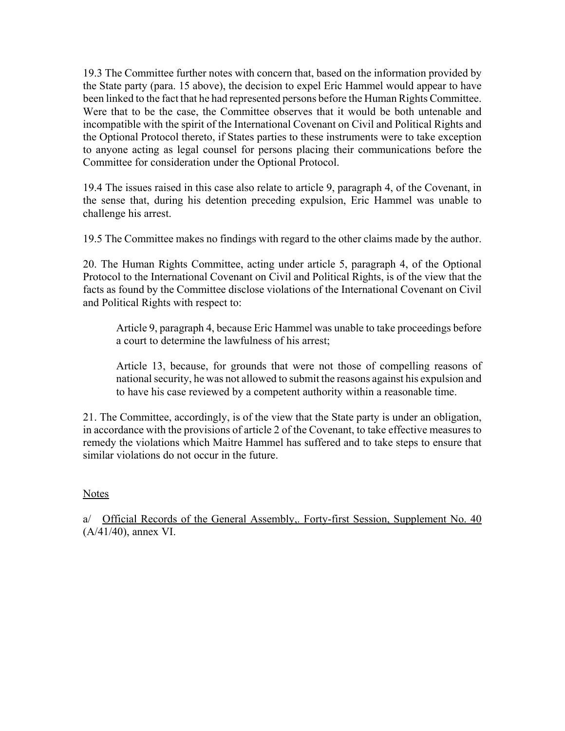19.3 The Committee further notes with concern that, based on the information provided by the State party (para. 15 above), the decision to expel Eric Hammel would appear to have been linked to the fact that he had represented persons before the Human Rights Committee. Were that to be the case, the Committee observes that it would be both untenable and incompatible with the spirit of the International Covenant on Civil and Political Rights and the Optional Protocol thereto, if States parties to these instruments were to take exception to anyone acting as legal counsel for persons placing their communications before the Committee for consideration under the Optional Protocol.

19.4 The issues raised in this case also relate to article 9, paragraph 4, of the Covenant, in the sense that, during his detention preceding expulsion, Eric Hammel was unable to challenge his arrest.

19.5 The Committee makes no findings with regard to the other claims made by the author.

20. The Human Rights Committee, acting under article 5, paragraph 4, of the Optional Protocol to the International Covenant on Civil and Political Rights, is of the view that the facts as found by the Committee disclose violations of the International Covenant on Civil and Political Rights with respect to:

> Article 9, paragraph 4, because Eric Hammel was unable to take proceedings before a court to determine the lawfulness of his arrest;
>
> Article 13, because, for grounds that were not those of compelling reasons of national security, he was not allowed to submit the reasons against his expulsion and to have his case reviewed by a competent authority within a reasonable time.

21. The Committee, accordingly, is of the view that the State party is under an obligation, in accordance with the provisions of article 2 of the Covenant, to take effective measures to remedy the violations which Maitre Hammel has suffered and to take steps to ensure that similar violations do not occur in the future.

Notes

a/ Official Records of the General Assembly,. Forty-first Session, Supplement No. 40 (A/41/40), annex VI.